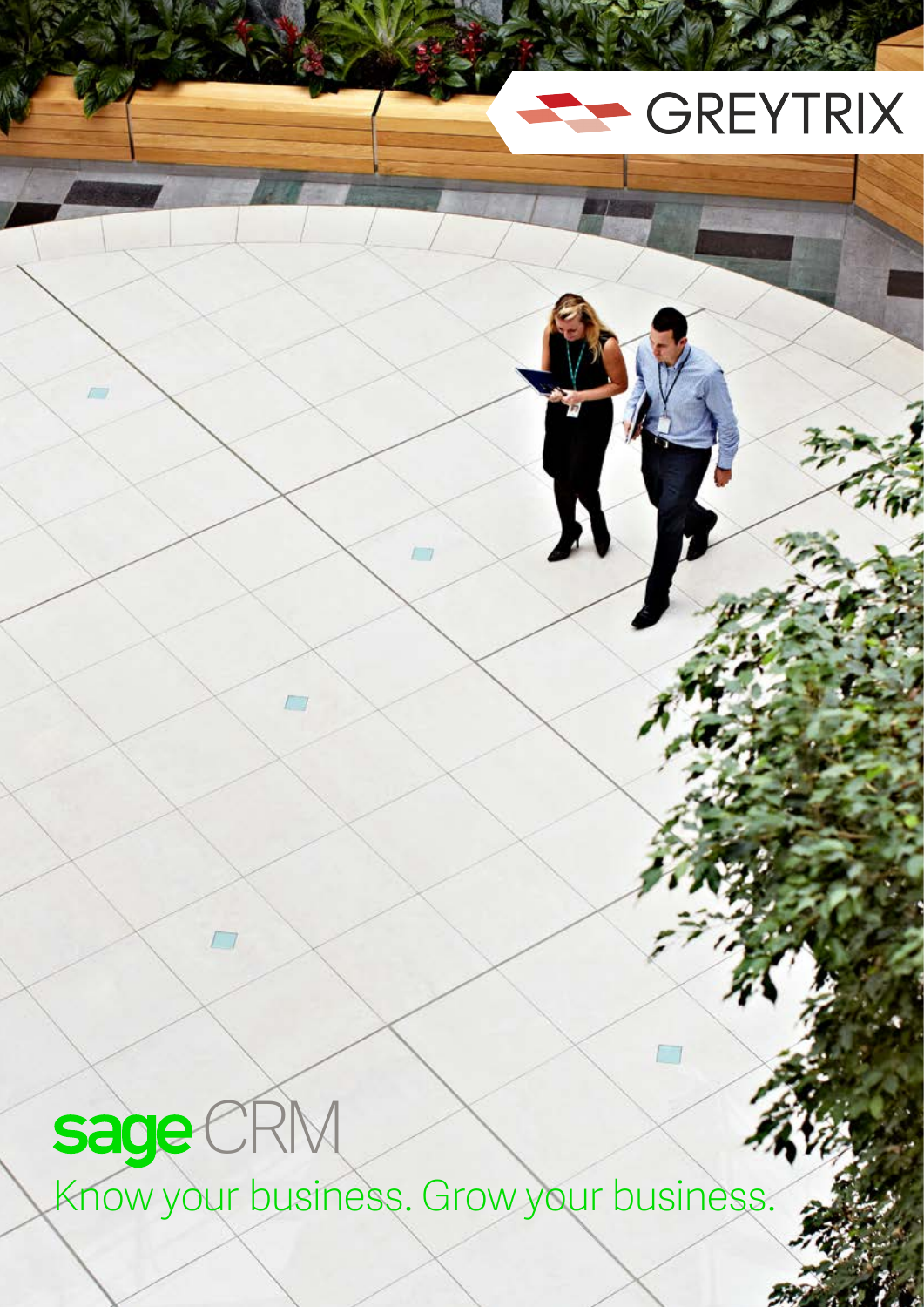GREYTRIX

# sage CRM

Know your business. Grow your business.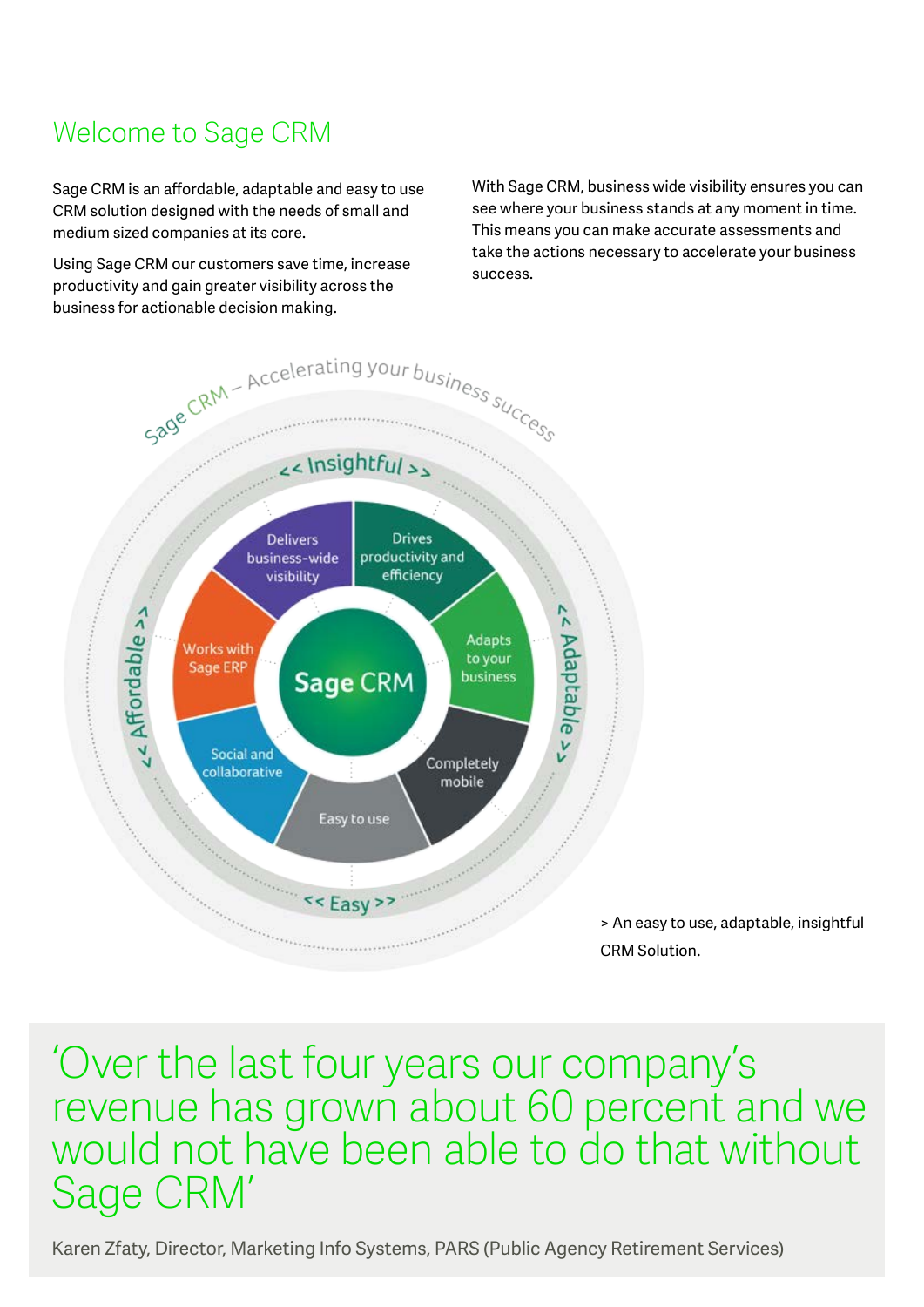# Welcome to Sage CRM

Sage CRM is an affordable, adaptable and easy to use CRM solution designed with the needs of small and medium sized companies at its core.

Using Sage CRM our customers save time, increase productivity and gain greater visibility across the business for actionable decision making.

With Sage CRM, business wide visibility ensures you can see where your business stands at any moment in time. This means you can make accurate assessments and take the actions necessary to accelerate your business success.

Sage CRM – Accelerating your business success

<< Insightful >>

<< Adaptable >>

<< Easy >>

<< Affordable >>

Sage CRM

- Delivers business-wide visibility
- Drives productivity and efficiency
- Adapts to your business
- Completely mobile
- Easy to use
- Social and collaborative
- Works with Sage ERP

> An easy to use, adaptable, insightful CRM Solution.

> 'Over the last four years our company's revenue has grown about 60 percent and we would not have been able to do that without Sage CRM'
>
> Karen Zfaty, Director, Marketing Info Systems, PARS (Public Agency Retirement Services)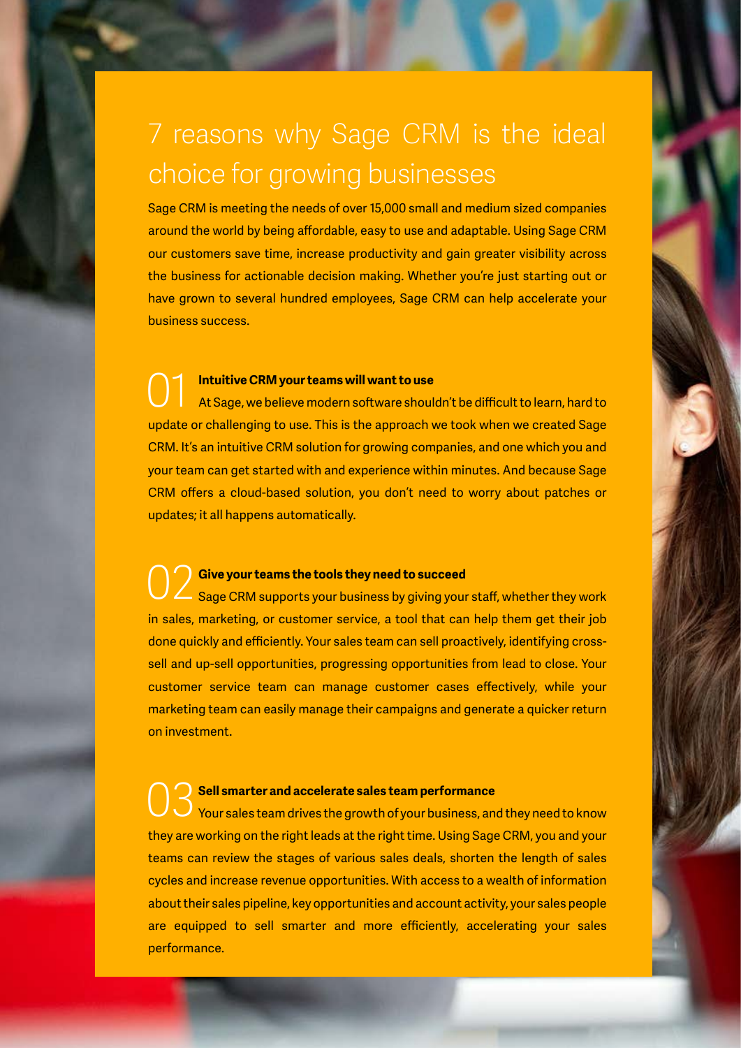# 7 reasons why Sage CRM is the ideal choice for growing businesses

Sage CRM is meeting the needs of over 15,000 small and medium sized companies around the world by being affordable, easy to use and adaptable. Using Sage CRM our customers save time, increase productivity and gain greater visibility across the business for actionable decision making. Whether you're just starting out or have grown to several hundred employees, Sage CRM can help accelerate your business success.

## 01 Intuitive CRM your teams will want to use

At Sage, we believe modern software shouldn't be difficult to learn, hard to update or challenging to use. This is the approach we took when we created Sage CRM. It's an intuitive CRM solution for growing companies, and one which you and your team can get started with and experience within minutes. And because Sage CRM offers a cloud-based solution, you don't need to worry about patches or updates; it all happens automatically.

## 02 Give your teams the tools they need to succeed

Sage CRM supports your business by giving your staff, whether they work in sales, marketing, or customer service, a tool that can help them get their job done quickly and efficiently. Your sales team can sell proactively, identifying cross-sell and up-sell opportunities, progressing opportunities from lead to close. Your customer service team can manage customer cases effectively, while your marketing team can easily manage their campaigns and generate a quicker return on investment.

## 03 Sell smarter and accelerate sales team performance

Your sales team drives the growth of your business, and they need to know they are working on the right leads at the right time. Using Sage CRM, you and your teams can review the stages of various sales deals, shorten the length of sales cycles and increase revenue opportunities. With access to a wealth of information about their sales pipeline, key opportunities and account activity, your sales people are equipped to sell smarter and more efficiently, accelerating your sales performance.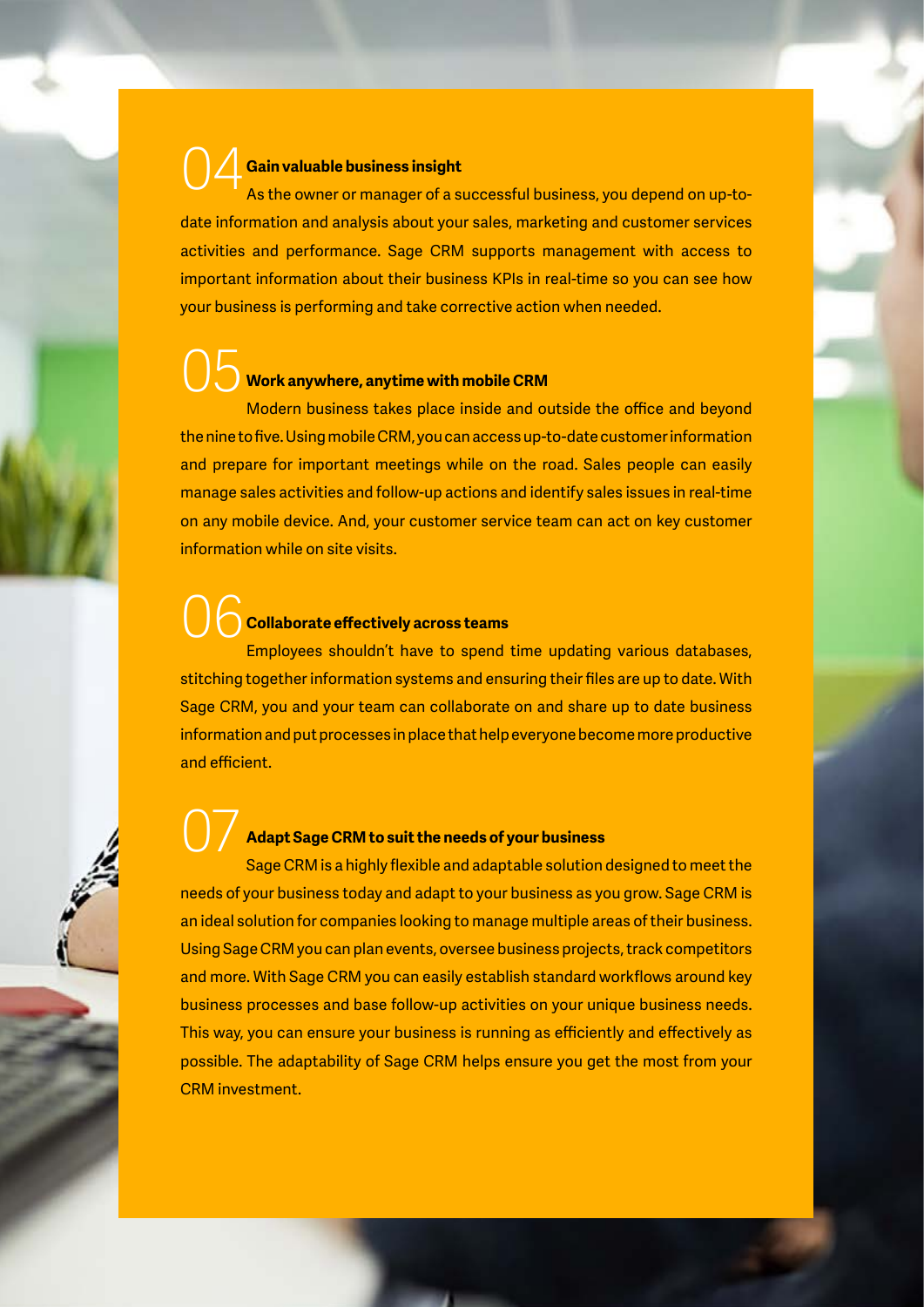## 04 Gain valuable business insight

As the owner or manager of a successful business, you depend on up-to-date information and analysis about your sales, marketing and customer services activities and performance. Sage CRM supports management with access to important information about their business KPIs in real-time so you can see how your business is performing and take corrective action when needed.

## 05 Work anywhere, anytime with mobile CRM

Modern business takes place inside and outside the office and beyond the nine to five. Using mobile CRM, you can access up-to-date customer information and prepare for important meetings while on the road. Sales people can easily manage sales activities and follow-up actions and identify sales issues in real-time on any mobile device. And, your customer service team can act on key customer information while on site visits.

## 06 Collaborate effectively across teams

Employees shouldn't have to spend time updating various databases, stitching together information systems and ensuring their files are up to date. With Sage CRM, you and your team can collaborate on and share up to date business information and put processes in place that help everyone become more productive and efficient.

## 07 Adapt Sage CRM to suit the needs of your business

Sage CRM is a highly flexible and adaptable solution designed to meet the needs of your business today and adapt to your business as you grow. Sage CRM is an ideal solution for companies looking to manage multiple areas of their business. Using Sage CRM you can plan events, oversee business projects, track competitors and more. With Sage CRM you can easily establish standard workflows around key business processes and base follow-up activities on your unique business needs. This way, you can ensure your business is running as efficiently and effectively as possible. The adaptability of Sage CRM helps ensure you get the most from your CRM investment.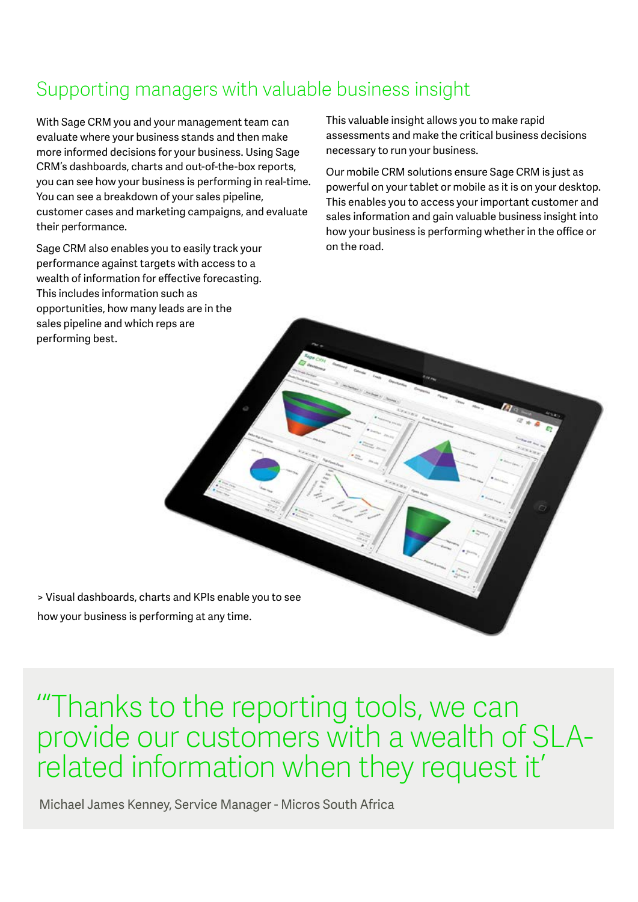## Supporting managers with valuable business insight

With Sage CRM you and your management team can evaluate where your business stands and then make more informed decisions for your business. Using Sage CRM's dashboards, charts and out-of-the-box reports, you can see how your business is performing in real-time. You can see a breakdown of your sales pipeline, customer cases and marketing campaigns, and evaluate their performance.

Sage CRM also enables you to easily track your performance against targets with access to a wealth of information for effective forecasting. This includes information such as opportunities, how many leads are in the sales pipeline and which reps are performing best.

This valuable insight allows you to make rapid assessments and make the critical business decisions necessary to run your business.

Our mobile CRM solutions ensure Sage CRM is just as powerful on your tablet or mobile as it is on your desktop. This enables you to access your important customer and sales information and gain valuable business insight into how your business is performing whether in the office or on the road.

> Visual dashboards, charts and KPIs enable you to see how your business is performing at any time.

'"Thanks to the reporting tools, we can provide our customers with a wealth of SLA-related information when they request it'

Michael James Kenney, Service Manager - Micros South Africa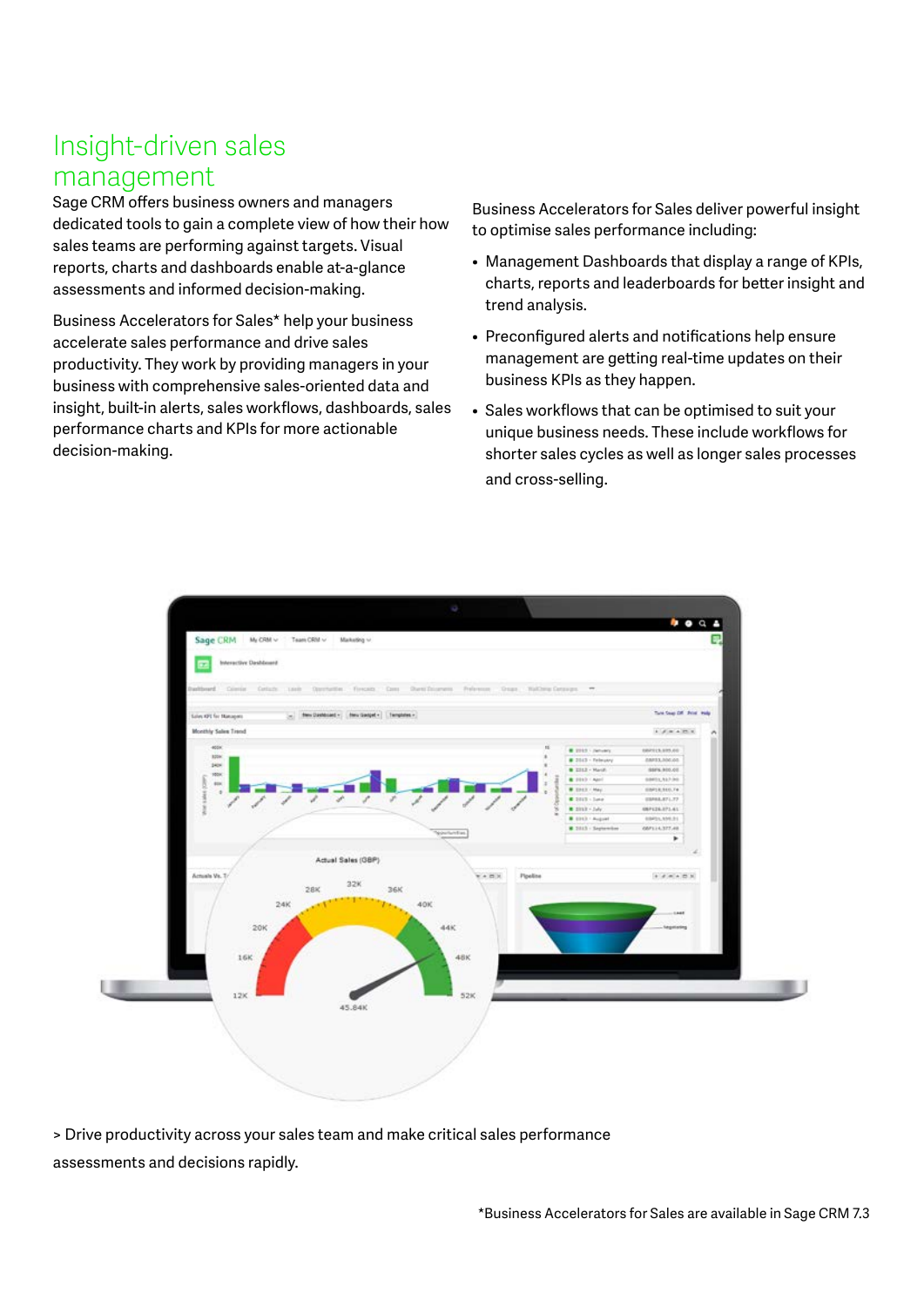# Insight-driven sales management

Sage CRM offers business owners and managers dedicated tools to gain a complete view of how their how sales teams are performing against targets. Visual reports, charts and dashboards enable at-a-glance assessments and informed decision-making.

Business Accelerators for Sales* help your business accelerate sales performance and drive sales productivity. They work by providing managers in your business with comprehensive sales-oriented data and insight, built-in alerts, sales workflows, dashboards, sales performance charts and KPIs for more actionable decision-making.

Business Accelerators for Sales deliver powerful insight to optimise sales performance including:

- Management Dashboards that display a range of KPIs, charts, reports and leaderboards for better insight and trend analysis.
- Preconfigured alerts and notifications help ensure management are getting real-time updates on their business KPIs as they happen.
- Sales workflows that can be optimised to suit your unique business needs. These include workflows for shorter sales cycles as well as longer sales processes and cross-selling.

> Drive productivity across your sales team and make critical sales performance assessments and decisions rapidly.

*Business Accelerators for Sales are available in Sage CRM 7.3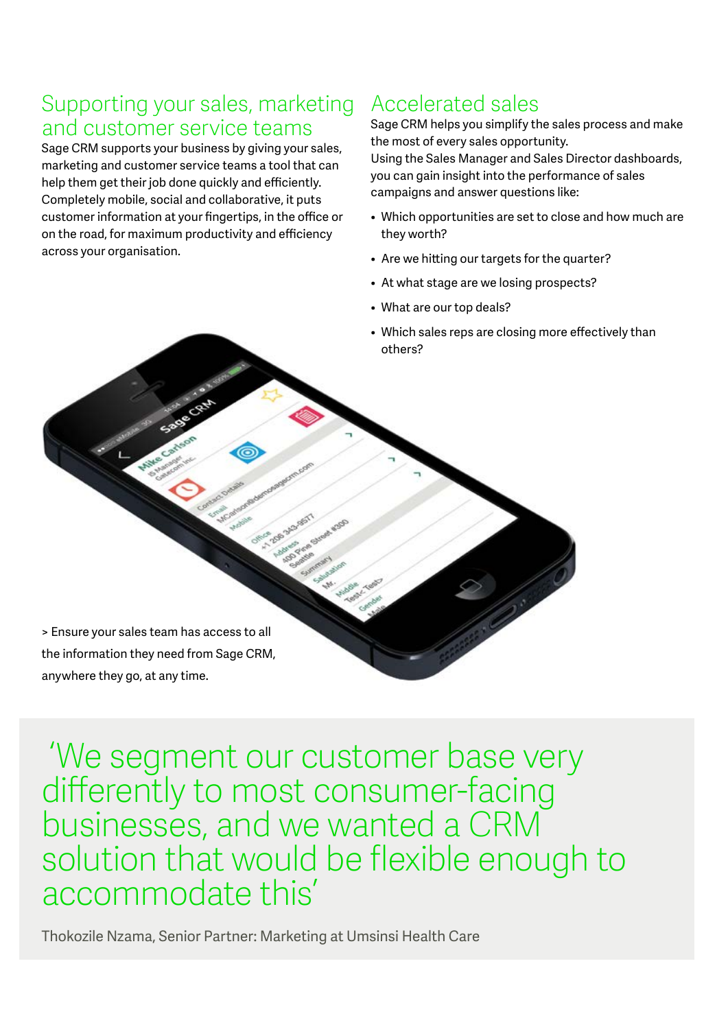## Supporting your sales, marketing and customer service teams

Sage CRM supports your business by giving your sales, marketing and customer service teams a tool that can help them get their job done quickly and efficiently. Completely mobile, social and collaborative, it puts customer information at your fingertips, in the office or on the road, for maximum productivity and efficiency across your organisation.

## Accelerated sales

Sage CRM helps you simplify the sales process and make the most of every sales opportunity.
Using the Sales Manager and Sales Director dashboards, you can gain insight into the performance of sales campaigns and answer questions like:

- Which opportunities are set to close and how much are they worth?
- Are we hitting our targets for the quarter?
- At what stage are we losing prospects?
- What are our top deals?
- Which sales reps are closing more effectively than others?

> Ensure your sales team has access to all the information they need from Sage CRM, anywhere they go, at any time.

> ‘We segment our customer base very differently to most consumer-facing businesses, and we wanted a CRM solution that would be flexible enough to accommodate this’

Thokozile Nzama, Senior Partner: Marketing at Umsinsi Health Care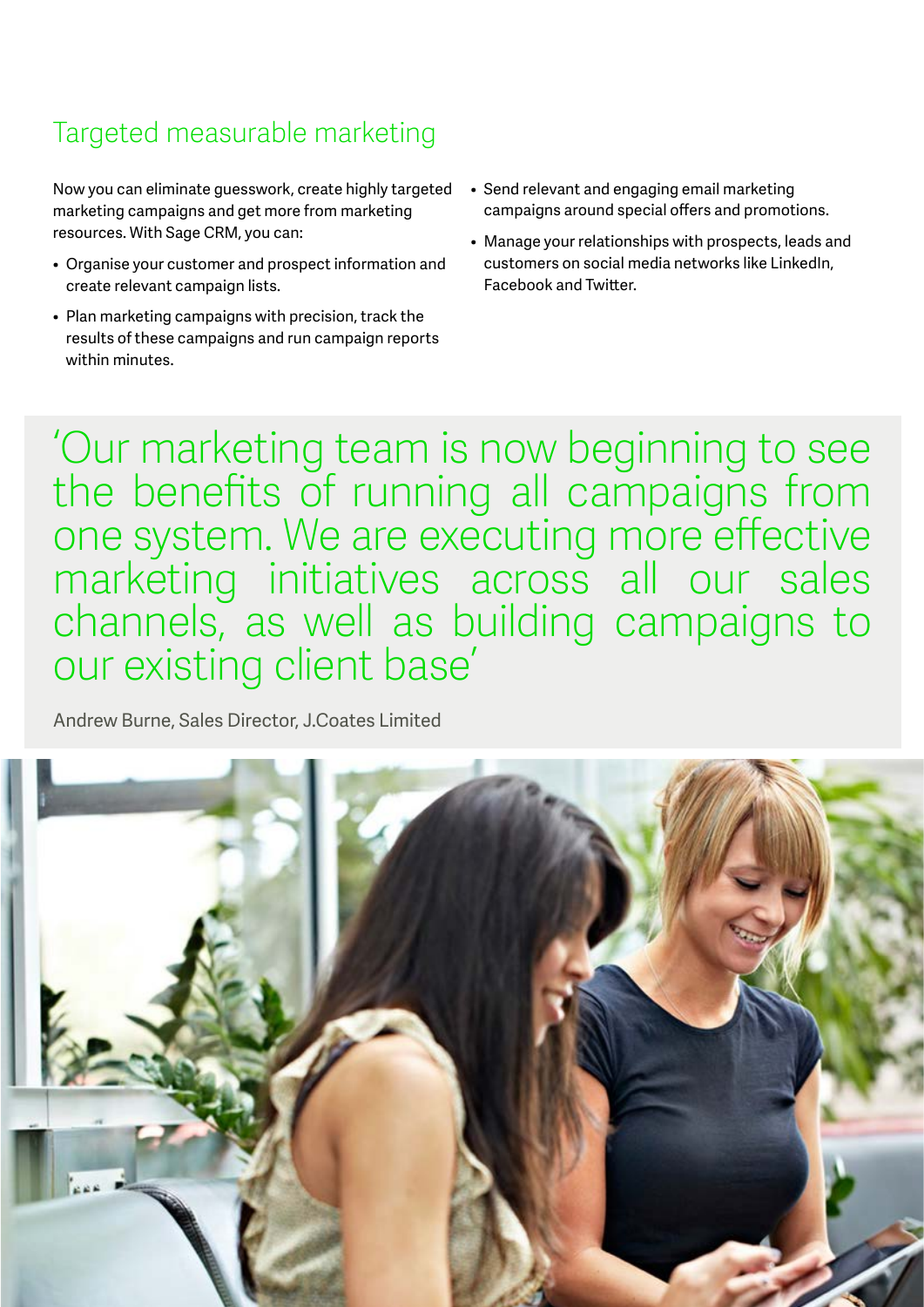## Targeted measurable marketing

Now you can eliminate guesswork, create highly targeted marketing campaigns and get more from marketing resources. With Sage CRM, you can:

- Organise your customer and prospect information and create relevant campaign lists.
- Plan marketing campaigns with precision, track the results of these campaigns and run campaign reports within minutes.
- Send relevant and engaging email marketing campaigns around special offers and promotions.
- Manage your relationships with prospects, leads and customers on social media networks like LinkedIn, Facebook and Twitter.

> 'Our marketing team is now beginning to see the benefits of running all campaigns from one system. We are executing more effective marketing initiatives across all our sales channels, as well as building campaigns to our existing client base'
>
> Andrew Burne, Sales Director, J.Coates Limited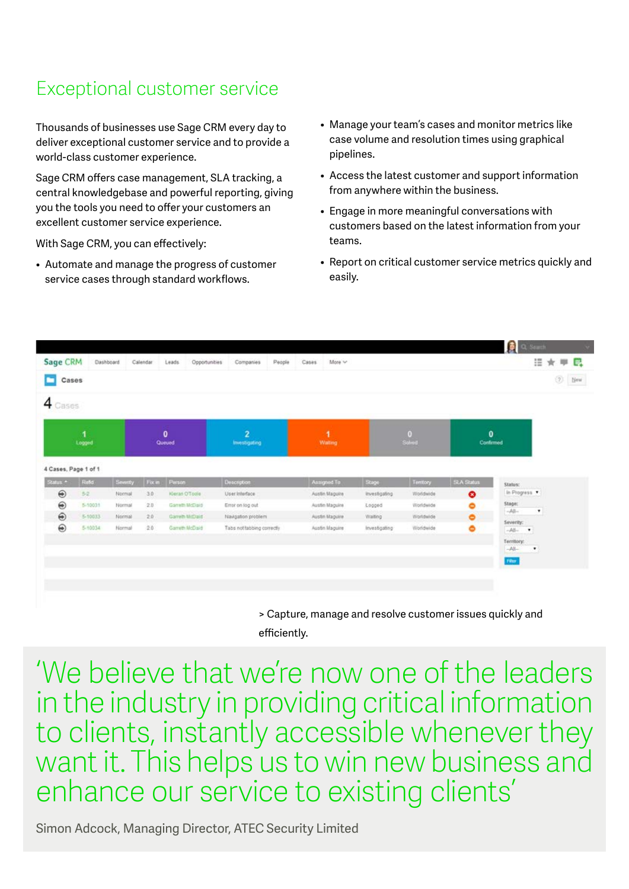## Exceptional customer service

Thousands of businesses use Sage CRM every day to deliver exceptional customer service and to provide a world-class customer experience.

Sage CRM offers case management, SLA tracking, a central knowledgebase and powerful reporting, giving you the tools you need to offer your customers an excellent customer service experience.

With Sage CRM, you can effectively:

- Automate and manage the progress of customer service cases through standard workflows.
- Manage your team's cases and monitor metrics like case volume and resolution times using graphical pipelines.
- Access the latest customer and support information from anywhere within the business.
- Engage in more meaningful conversations with customers based on the latest information from your teams.
- Report on critical customer service metrics quickly and easily.

> Capture, manage and resolve customer issues quickly and efficiently.

'We believe that we're now one of the leaders in the industry in providing critical information to clients, instantly accessible whenever they want it. This helps us to win new business and enhance our service to existing clients'

Simon Adcock, Managing Director, ATEC Security Limited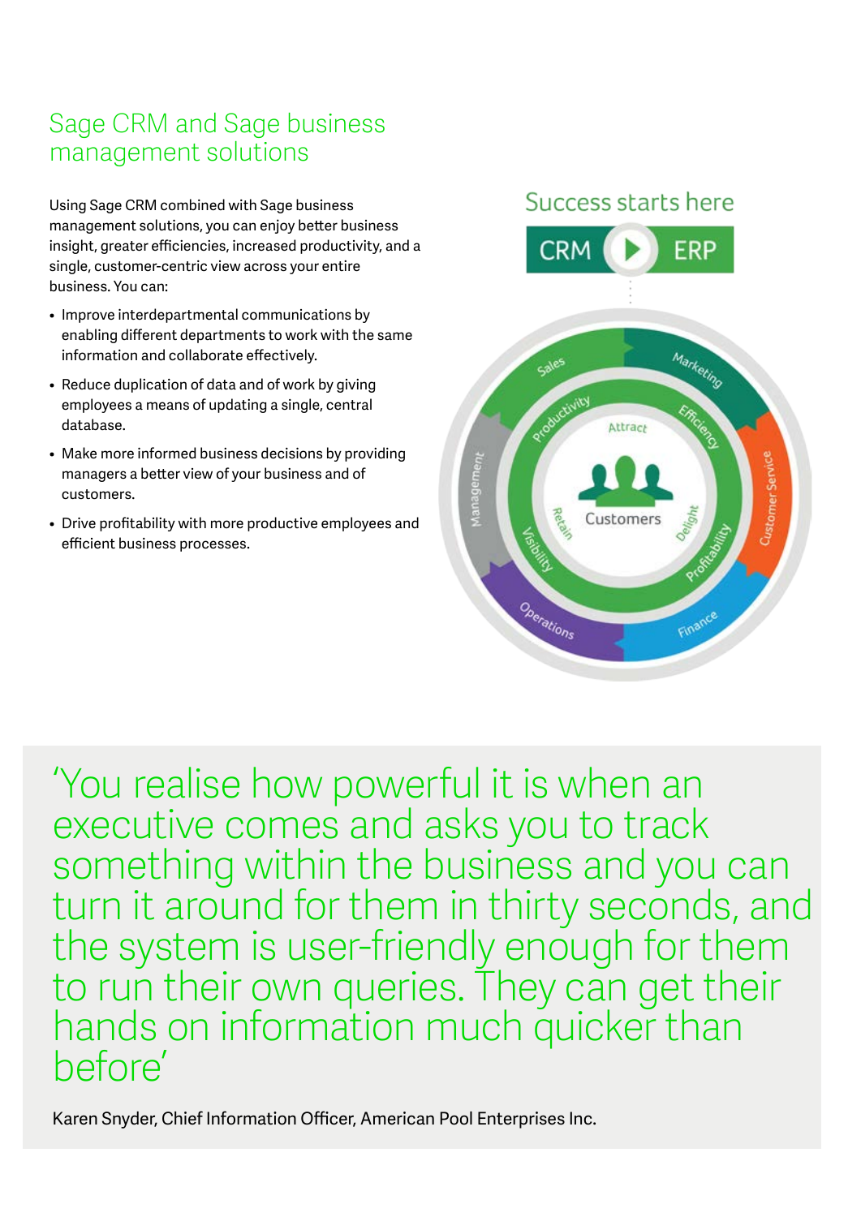## Sage CRM and Sage business management solutions

Using Sage CRM combined with Sage business management solutions, you can enjoy better business insight, greater efficiencies, increased productivity, and a single, customer-centric view across your entire business. You can:

- Improve interdepartmental communications by enabling different departments to work with the same information and collaborate effectively.
- Reduce duplication of data and of work by giving employees a means of updating a single, central database.
- Make more informed business decisions by providing managers a better view of your business and of customers.
- Drive profitability with more productive employees and efficient business processes.

Success starts here

CRM ▶ ERP

Sales, Marketing, Customer Service, Finance, Operations, Management

Productivity, Efficiency, Profitability, Visibility

Attract, Delight, Retain

Customers

'You realise how powerful it is when an executive comes and asks you to track something within the business and you can turn it around for them in thirty seconds, and the system is user-friendly enough for them to run their own queries. They can get their hands on information much quicker than before'

Karen Snyder, Chief Information Officer, American Pool Enterprises Inc.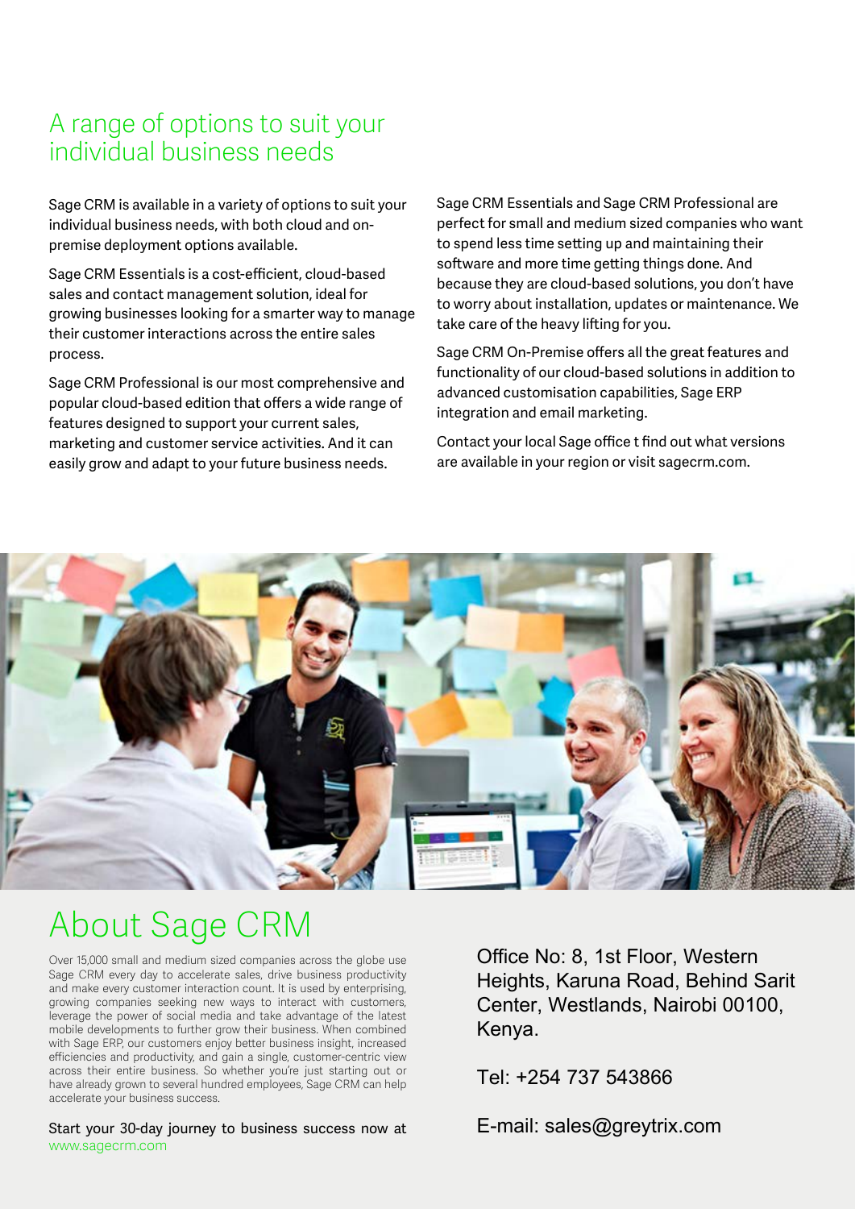## A range of options to suit your individual business needs

Sage CRM is available in a variety of options to suit your individual business needs, with both cloud and on-premise deployment options available.

Sage CRM Essentials is a cost-efficient, cloud-based sales and contact management solution, ideal for growing businesses looking for a smarter way to manage their customer interactions across the entire sales process.

Sage CRM Professional is our most comprehensive and popular cloud-based edition that offers a wide range of features designed to support your current sales, marketing and customer service activities. And it can easily grow and adapt to your future business needs.

Sage CRM Essentials and Sage CRM Professional are perfect for small and medium sized companies who want to spend less time setting up and maintaining their software and more time getting things done. And because they are cloud-based solutions, you don't have to worry about installation, updates or maintenance. We take care of the heavy lifting for you.

Sage CRM On-Premise offers all the great features and functionality of our cloud-based solutions in addition to advanced customisation capabilities, Sage ERP integration and email marketing.

Contact your local Sage office t find out what versions are available in your region or visit sagecrm.com.

# About Sage CRM

Over 15,000 small and medium sized companies across the globe use Sage CRM every day to accelerate sales, drive business productivity and make every customer interaction count. It is used by enterprising, growing companies seeking new ways to interact with customers, leverage the power of social media and take advantage of the latest mobile developments to further grow their business. When combined with Sage ERP, our customers enjoy better business insight, increased efficiencies and productivity, and gain a single, customer-centric view across their entire business. So whether you're just starting out or have already grown to several hundred employees, Sage CRM can help accelerate your business success.

Start your 30-day journey to business success now at www.sagecrm.com

Office No: 8, 1st Floor, Western Heights, Karuna Road, Behind Sarit Center, Westlands, Nairobi 00100, Kenya.

Tel: +254 737 543866

E-mail: sales@greytrix.com